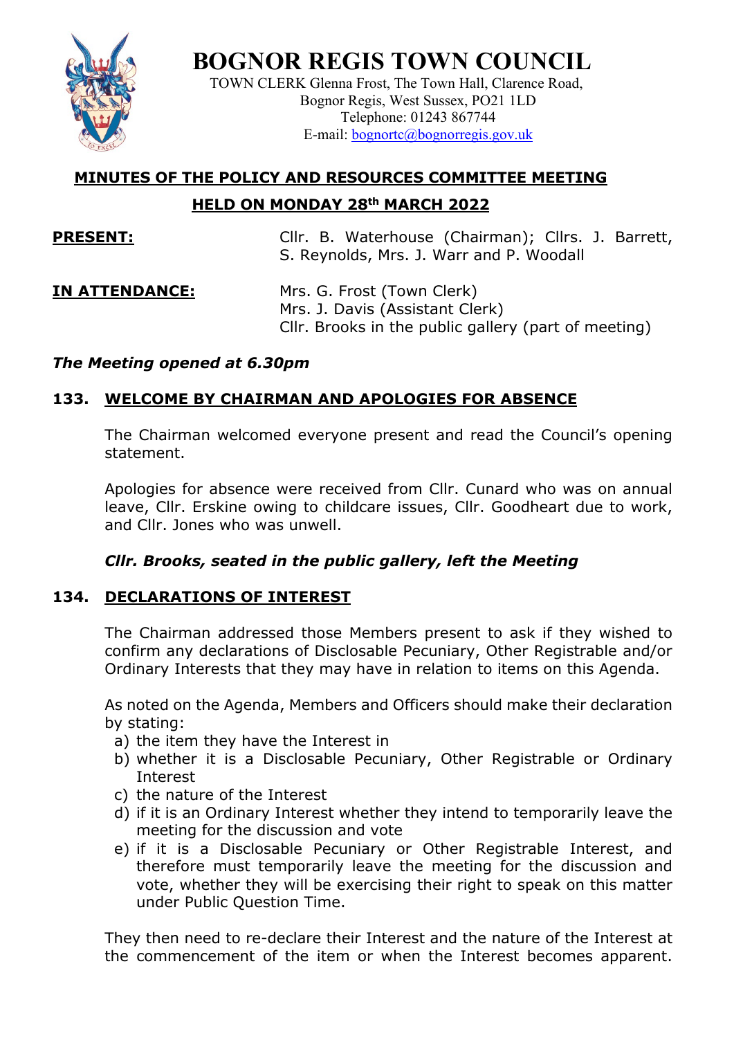# BOGNOR REGIS TOWN COUNCIL

TOWN CLERK Glenna Frost, The Town Hall, Clarence Road,
Bognor Regis, West Sussex, PO21 1LD
Telephone: 01243 867744
E-mail: bognortc@bognorregis.gov.uk

## MINUTES OF THE POLICY AND RESOURCES COMMITTEE MEETING

## HELD ON MONDAY 28th MARCH 2022

**PRESENT:** Cllr. B. Waterhouse (Chairman); Cllrs. J. Barrett, S. Reynolds, Mrs. J. Warr and P. Woodall

**IN ATTENDANCE:** Mrs. G. Frost (Town Clerk)
Mrs. J. Davis (Assistant Clerk)
Cllr. Brooks in the public gallery (part of meeting)

***The Meeting opened at 6.30pm***

### 133. WELCOME BY CHAIRMAN AND APOLOGIES FOR ABSENCE

The Chairman welcomed everyone present and read the Council's opening statement.

Apologies for absence were received from Cllr. Cunard who was on annual leave, Cllr. Erskine owing to childcare issues, Cllr. Goodheart due to work, and Cllr. Jones who was unwell.

***Cllr. Brooks, seated in the public gallery, left the Meeting***

### 134. DECLARATIONS OF INTEREST

The Chairman addressed those Members present to ask if they wished to confirm any declarations of Disclosable Pecuniary, Other Registrable and/or Ordinary Interests that they may have in relation to items on this Agenda.

As noted on the Agenda, Members and Officers should make their declaration by stating:

a) the item they have the Interest in
b) whether it is a Disclosable Pecuniary, Other Registrable or Ordinary Interest
c) the nature of the Interest
d) if it is an Ordinary Interest whether they intend to temporarily leave the meeting for the discussion and vote
e) if it is a Disclosable Pecuniary or Other Registrable Interest, and therefore must temporarily leave the meeting for the discussion and vote, whether they will be exercising their right to speak on this matter under Public Question Time.

They then need to re-declare their Interest and the nature of the Interest at the commencement of the item or when the Interest becomes apparent.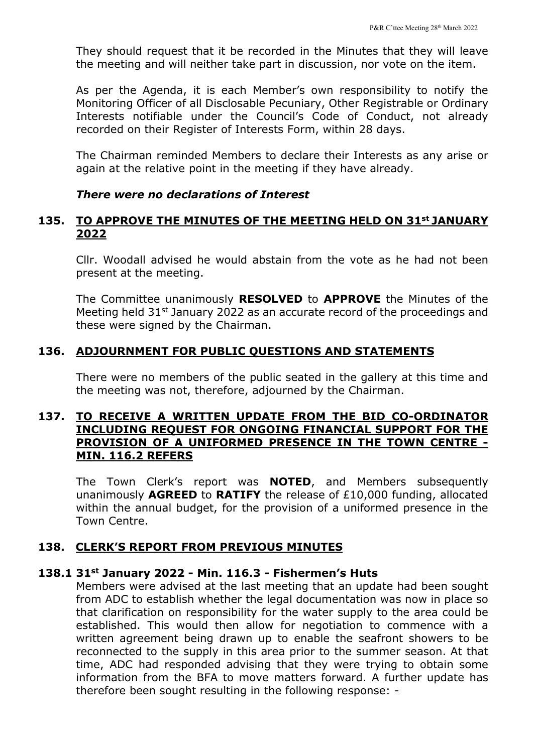They should request that it be recorded in the Minutes that they will leave the meeting and will neither take part in discussion, nor vote on the item.

As per the Agenda, it is each Member's own responsibility to notify the Monitoring Officer of all Disclosable Pecuniary, Other Registrable or Ordinary Interests notifiable under the Council's Code of Conduct, not already recorded on their Register of Interests Form, within 28 days.

The Chairman reminded Members to declare their Interests as any arise or again at the relative point in the meeting if they have already.

***There were no declarations of Interest***

## 135. TO APPROVE THE MINUTES OF THE MEETING HELD ON 31st JANUARY 2022

Cllr. Woodall advised he would abstain from the vote as he had not been present at the meeting.

The Committee unanimously **RESOLVED** to **APPROVE** the Minutes of the Meeting held 31st January 2022 as an accurate record of the proceedings and these were signed by the Chairman.

## 136. ADJOURNMENT FOR PUBLIC QUESTIONS AND STATEMENTS

There were no members of the public seated in the gallery at this time and the meeting was not, therefore, adjourned by the Chairman.

## 137. TO RECEIVE A WRITTEN UPDATE FROM THE BID CO-ORDINATOR INCLUDING REQUEST FOR ONGOING FINANCIAL SUPPORT FOR THE PROVISION OF A UNIFORMED PRESENCE IN THE TOWN CENTRE - MIN. 116.2 REFERS

The Town Clerk's report was **NOTED**, and Members subsequently unanimously **AGREED** to **RATIFY** the release of £10,000 funding, allocated within the annual budget, for the provision of a uniformed presence in the Town Centre.

## 138. CLERK'S REPORT FROM PREVIOUS MINUTES

### 138.1 31st January 2022 - Min. 116.3 - Fishermen's Huts

Members were advised at the last meeting that an update had been sought from ADC to establish whether the legal documentation was now in place so that clarification on responsibility for the water supply to the area could be established. This would then allow for negotiation to commence with a written agreement being drawn up to enable the seafront showers to be reconnected to the supply in this area prior to the summer season. At that time, ADC had responded advising that they were trying to obtain some information from the BFA to move matters forward. A further update has therefore been sought resulting in the following response: -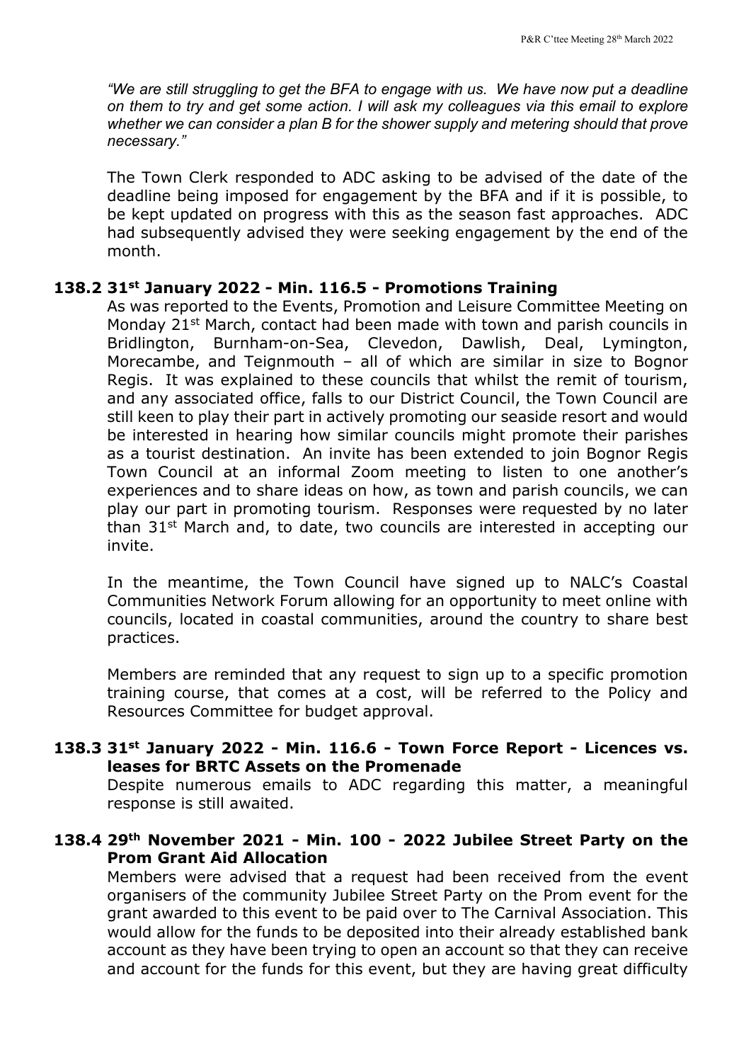*"We are still struggling to get the BFA to engage with us. We have now put a deadline on them to try and get some action. I will ask my colleagues via this email to explore whether we can consider a plan B for the shower supply and metering should that prove necessary."*

The Town Clerk responded to ADC asking to be advised of the date of the deadline being imposed for engagement by the BFA and if it is possible, to be kept updated on progress with this as the season fast approaches. ADC had subsequently advised they were seeking engagement by the end of the month.

### 138.2 31st January 2022 - Min. 116.5 - Promotions Training

As was reported to the Events, Promotion and Leisure Committee Meeting on Monday 21st March, contact had been made with town and parish councils in Bridlington, Burnham-on-Sea, Clevedon, Dawlish, Deal, Lymington, Morecambe, and Teignmouth – all of which are similar in size to Bognor Regis. It was explained to these councils that whilst the remit of tourism, and any associated office, falls to our District Council, the Town Council are still keen to play their part in actively promoting our seaside resort and would be interested in hearing how similar councils might promote their parishes as a tourist destination. An invite has been extended to join Bognor Regis Town Council at an informal Zoom meeting to listen to one another's experiences and to share ideas on how, as town and parish councils, we can play our part in promoting tourism. Responses were requested by no later than 31st March and, to date, two councils are interested in accepting our invite.

In the meantime, the Town Council have signed up to NALC's Coastal Communities Network Forum allowing for an opportunity to meet online with councils, located in coastal communities, around the country to share best practices.

Members are reminded that any request to sign up to a specific promotion training course, that comes at a cost, will be referred to the Policy and Resources Committee for budget approval.

### 138.3 31st January 2022 - Min. 116.6 - Town Force Report - Licences vs. leases for BRTC Assets on the Promenade

Despite numerous emails to ADC regarding this matter, a meaningful response is still awaited.

### 138.4 29th November 2021 - Min. 100 - 2022 Jubilee Street Party on the Prom Grant Aid Allocation

Members were advised that a request had been received from the event organisers of the community Jubilee Street Party on the Prom event for the grant awarded to this event to be paid over to The Carnival Association. This would allow for the funds to be deposited into their already established bank account as they have been trying to open an account so that they can receive and account for the funds for this event, but they are having great difficulty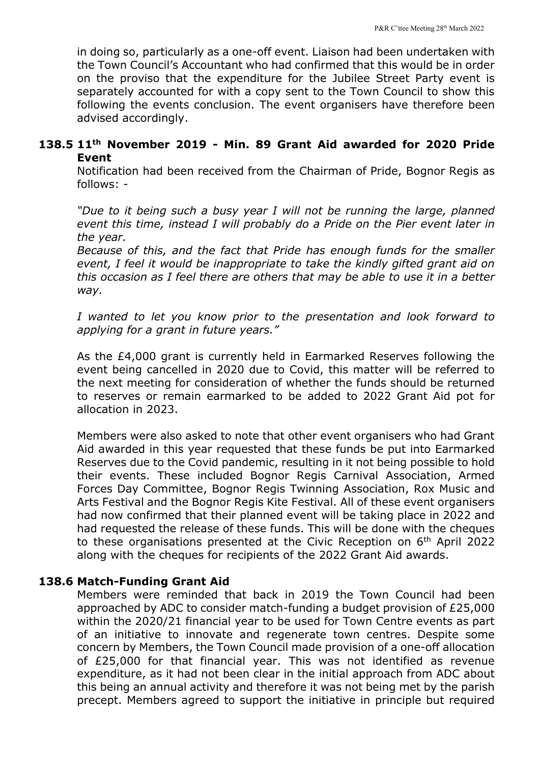in doing so, particularly as a one-off event. Liaison had been undertaken with the Town Council's Accountant who had confirmed that this would be in order on the proviso that the expenditure for the Jubilee Street Party event is separately accounted for with a copy sent to the Town Council to show this following the events conclusion. The event organisers have therefore been advised accordingly.

### 138.5 11th November 2019 - Min. 89 Grant Aid awarded for 2020 Pride Event

Notification had been received from the Chairman of Pride, Bognor Regis as follows: -

*"Due to it being such a busy year I will not be running the large, planned event this time, instead I will probably do a Pride on the Pier event later in the year.*
*Because of this, and the fact that Pride has enough funds for the smaller event, I feel it would be inappropriate to take the kindly gifted grant aid on this occasion as I feel there are others that may be able to use it in a better way.*

*I wanted to let you know prior to the presentation and look forward to applying for a grant in future years."*

As the £4,000 grant is currently held in Earmarked Reserves following the event being cancelled in 2020 due to Covid, this matter will be referred to the next meeting for consideration of whether the funds should be returned to reserves or remain earmarked to be added to 2022 Grant Aid pot for allocation in 2023.

Members were also asked to note that other event organisers who had Grant Aid awarded in this year requested that these funds be put into Earmarked Reserves due to the Covid pandemic, resulting in it not being possible to hold their events. These included Bognor Regis Carnival Association, Armed Forces Day Committee, Bognor Regis Twinning Association, Rox Music and Arts Festival and the Bognor Regis Kite Festival. All of these event organisers had now confirmed that their planned event will be taking place in 2022 and had requested the release of these funds. This will be done with the cheques to these organisations presented at the Civic Reception on 6th April 2022 along with the cheques for recipients of the 2022 Grant Aid awards.

### 138.6 Match-Funding Grant Aid

Members were reminded that back in 2019 the Town Council had been approached by ADC to consider match-funding a budget provision of £25,000 within the 2020/21 financial year to be used for Town Centre events as part of an initiative to innovate and regenerate town centres. Despite some concern by Members, the Town Council made provision of a one-off allocation of £25,000 for that financial year. This was not identified as revenue expenditure, as it had not been clear in the initial approach from ADC about this being an annual activity and therefore it was not being met by the parish precept. Members agreed to support the initiative in principle but required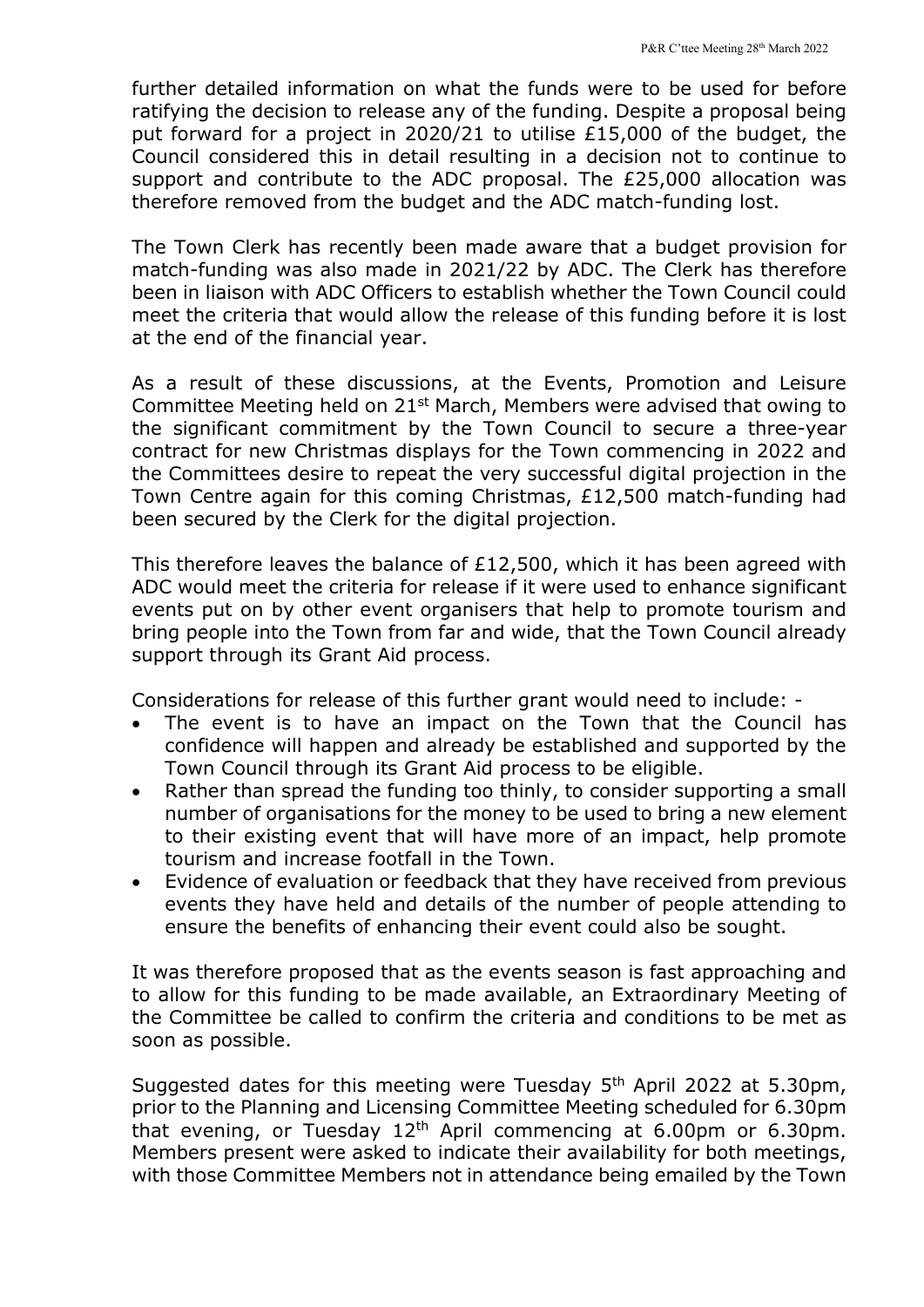further detailed information on what the funds were to be used for before ratifying the decision to release any of the funding. Despite a proposal being put forward for a project in 2020/21 to utilise £15,000 of the budget, the Council considered this in detail resulting in a decision not to continue to support and contribute to the ADC proposal. The £25,000 allocation was therefore removed from the budget and the ADC match-funding lost.

The Town Clerk has recently been made aware that a budget provision for match-funding was also made in 2021/22 by ADC. The Clerk has therefore been in liaison with ADC Officers to establish whether the Town Council could meet the criteria that would allow the release of this funding before it is lost at the end of the financial year.

As a result of these discussions, at the Events, Promotion and Leisure Committee Meeting held on 21st March, Members were advised that owing to the significant commitment by the Town Council to secure a three-year contract for new Christmas displays for the Town commencing in 2022 and the Committees desire to repeat the very successful digital projection in the Town Centre again for this coming Christmas, £12,500 match-funding had been secured by the Clerk for the digital projection.

This therefore leaves the balance of £12,500, which it has been agreed with ADC would meet the criteria for release if it were used to enhance significant events put on by other event organisers that help to promote tourism and bring people into the Town from far and wide, that the Town Council already support through its Grant Aid process.

Considerations for release of this further grant would need to include: -

- The event is to have an impact on the Town that the Council has confidence will happen and already be established and supported by the Town Council through its Grant Aid process to be eligible.
- Rather than spread the funding too thinly, to consider supporting a small number of organisations for the money to be used to bring a new element to their existing event that will have more of an impact, help promote tourism and increase footfall in the Town.
- Evidence of evaluation or feedback that they have received from previous events they have held and details of the number of people attending to ensure the benefits of enhancing their event could also be sought.

It was therefore proposed that as the events season is fast approaching and to allow for this funding to be made available, an Extraordinary Meeting of the Committee be called to confirm the criteria and conditions to be met as soon as possible.

Suggested dates for this meeting were Tuesday 5th April 2022 at 5.30pm, prior to the Planning and Licensing Committee Meeting scheduled for 6.30pm that evening, or Tuesday 12th April commencing at 6.00pm or 6.30pm. Members present were asked to indicate their availability for both meetings, with those Committee Members not in attendance being emailed by the Town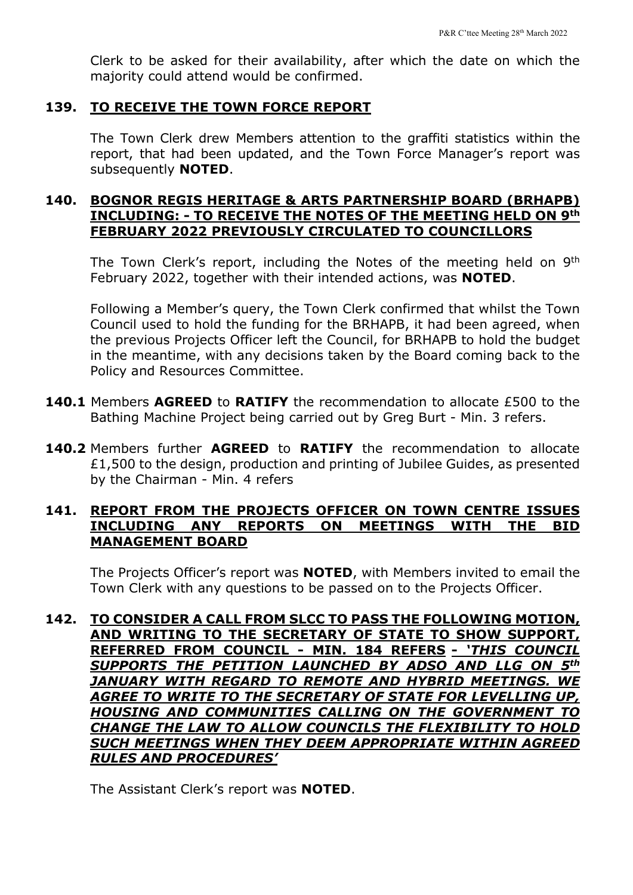Clerk to be asked for their availability, after which the date on which the majority could attend would be confirmed.

**139. TO RECEIVE THE TOWN FORCE REPORT**

The Town Clerk drew Members attention to the graffiti statistics within the report, that had been updated, and the Town Force Manager's report was subsequently **NOTED**.

**140. BOGNOR REGIS HERITAGE & ARTS PARTNERSHIP BOARD (BRHAPB) INCLUDING: - TO RECEIVE THE NOTES OF THE MEETING HELD ON 9th FEBRUARY 2022 PREVIOUSLY CIRCULATED TO COUNCILLORS**

The Town Clerk's report, including the Notes of the meeting held on 9th February 2022, together with their intended actions, was **NOTED**.

Following a Member's query, the Town Clerk confirmed that whilst the Town Council used to hold the funding for the BRHAPB, it had been agreed, when the previous Projects Officer left the Council, for BRHAPB to hold the budget in the meantime, with any decisions taken by the Board coming back to the Policy and Resources Committee.

**140.1** Members **AGREED** to **RATIFY** the recommendation to allocate £500 to the Bathing Machine Project being carried out by Greg Burt - Min. 3 refers.

**140.2** Members further **AGREED** to **RATIFY** the recommendation to allocate £1,500 to the design, production and printing of Jubilee Guides, as presented by the Chairman - Min. 4 refers

**141. REPORT FROM THE PROJECTS OFFICER ON TOWN CENTRE ISSUES INCLUDING ANY REPORTS ON MEETINGS WITH THE BID MANAGEMENT BOARD**

The Projects Officer's report was **NOTED**, with Members invited to email the Town Clerk with any questions to be passed on to the Projects Officer.

**142. TO CONSIDER A CALL FROM SLCC TO PASS THE FOLLOWING MOTION, AND WRITING TO THE SECRETARY OF STATE TO SHOW SUPPORT, REFERRED FROM COUNCIL - MIN. 184 REFERS - *'THIS COUNCIL SUPPORTS THE PETITION LAUNCHED BY ADSO AND LLG ON 5th JANUARY WITH REGARD TO REMOTE AND HYBRID MEETINGS. WE AGREE TO WRITE TO THE SECRETARY OF STATE FOR LEVELLING UP, HOUSING AND COMMUNITIES CALLING ON THE GOVERNMENT TO CHANGE THE LAW TO ALLOW COUNCILS THE FLEXIBILITY TO HOLD SUCH MEETINGS WHEN THEY DEEM APPROPRIATE WITHIN AGREED RULES AND PROCEDURES'***

The Assistant Clerk's report was **NOTED**.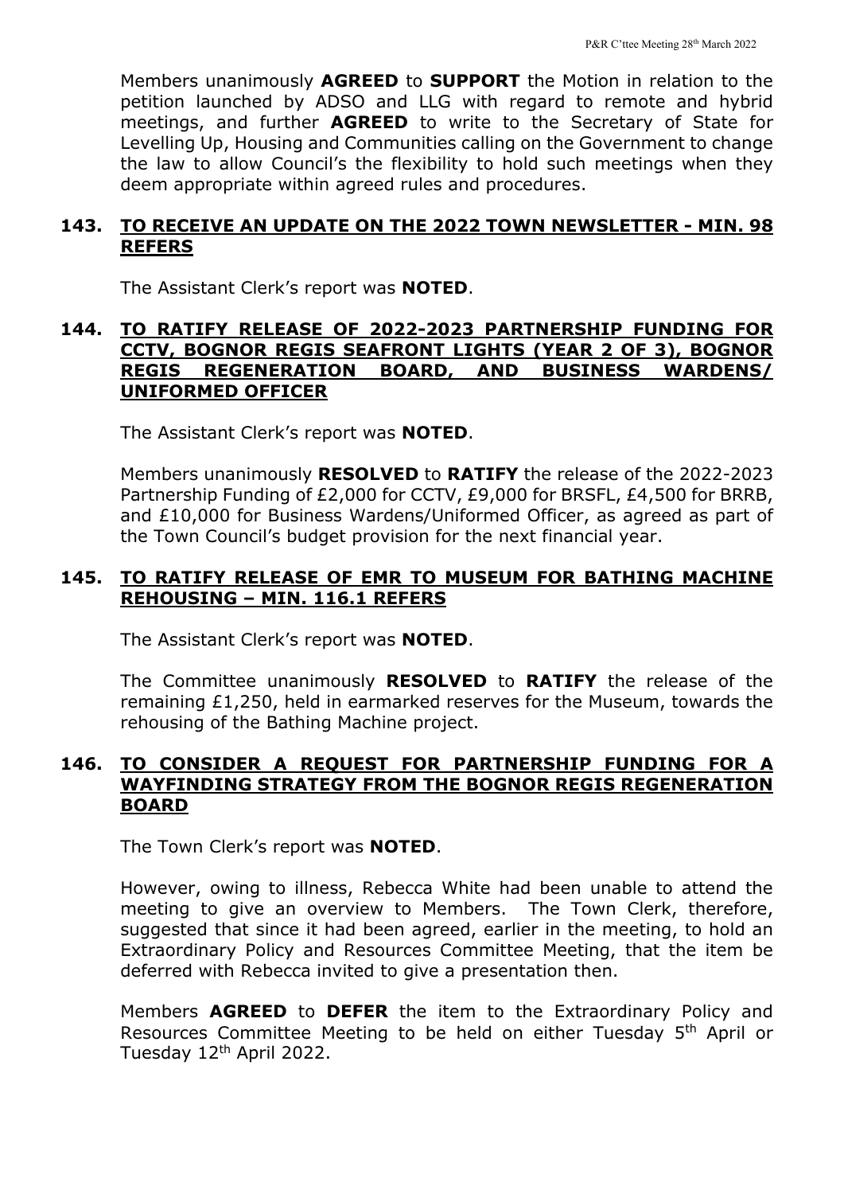Members unanimously **AGREED** to **SUPPORT** the Motion in relation to the petition launched by ADSO and LLG with regard to remote and hybrid meetings, and further **AGREED** to write to the Secretary of State for Levelling Up, Housing and Communities calling on the Government to change the law to allow Council's the flexibility to hold such meetings when they deem appropriate within agreed rules and procedures.

## **143. TO RECEIVE AN UPDATE ON THE 2022 TOWN NEWSLETTER - MIN. 98 REFERS**

The Assistant Clerk's report was **NOTED**.

## **144. TO RATIFY RELEASE OF 2022-2023 PARTNERSHIP FUNDING FOR CCTV, BOGNOR REGIS SEAFRONT LIGHTS (YEAR 2 OF 3), BOGNOR REGIS REGENERATION BOARD, AND BUSINESS WARDENS/ UNIFORMED OFFICER**

The Assistant Clerk's report was **NOTED**.

Members unanimously **RESOLVED** to **RATIFY** the release of the 2022-2023 Partnership Funding of £2,000 for CCTV, £9,000 for BRSFL, £4,500 for BRRB, and £10,000 for Business Wardens/Uniformed Officer, as agreed as part of the Town Council's budget provision for the next financial year.

## **145. TO RATIFY RELEASE OF EMR TO MUSEUM FOR BATHING MACHINE REHOUSING – MIN. 116.1 REFERS**

The Assistant Clerk's report was **NOTED**.

The Committee unanimously **RESOLVED** to **RATIFY** the release of the remaining £1,250, held in earmarked reserves for the Museum, towards the rehousing of the Bathing Machine project.

## **146. TO CONSIDER A REQUEST FOR PARTNERSHIP FUNDING FOR A WAYFINDING STRATEGY FROM THE BOGNOR REGIS REGENERATION BOARD**

The Town Clerk's report was **NOTED**.

However, owing to illness, Rebecca White had been unable to attend the meeting to give an overview to Members. The Town Clerk, therefore, suggested that since it had been agreed, earlier in the meeting, to hold an Extraordinary Policy and Resources Committee Meeting, that the item be deferred with Rebecca invited to give a presentation then.

Members **AGREED** to **DEFER** the item to the Extraordinary Policy and Resources Committee Meeting to be held on either Tuesday 5th April or Tuesday 12th April 2022.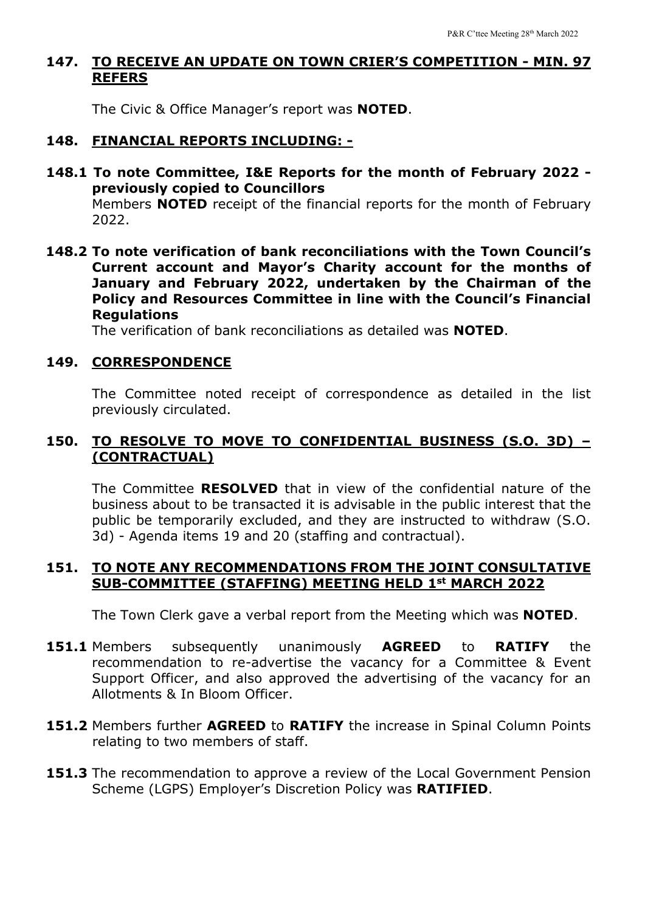## 147. TO RECEIVE AN UPDATE ON TOWN CRIER'S COMPETITION - MIN. 97 REFERS

The Civic & Office Manager's report was **NOTED**.

## 148. FINANCIAL REPORTS INCLUDING: -

### 148.1 To note Committee, I&E Reports for the month of February 2022 - previously copied to Councillors

Members **NOTED** receipt of the financial reports for the month of February 2022.

### 148.2 To note verification of bank reconciliations with the Town Council's Current account and Mayor's Charity account for the months of January and February 2022, undertaken by the Chairman of the Policy and Resources Committee in line with the Council's Financial Regulations

The verification of bank reconciliations as detailed was **NOTED**.

## 149. CORRESPONDENCE

The Committee noted receipt of correspondence as detailed in the list previously circulated.

## 150. TO RESOLVE TO MOVE TO CONFIDENTIAL BUSINESS (S.O. 3D) – (CONTRACTUAL)

The Committee **RESOLVED** that in view of the confidential nature of the business about to be transacted it is advisable in the public interest that the public be temporarily excluded, and they are instructed to withdraw (S.O. 3d) - Agenda items 19 and 20 (staffing and contractual).

## 151. TO NOTE ANY RECOMMENDATIONS FROM THE JOINT CONSULTATIVE SUB-COMMITTEE (STAFFING) MEETING HELD 1st MARCH 2022

The Town Clerk gave a verbal report from the Meeting which was **NOTED**.

**151.1** Members subsequently unanimously **AGREED** to **RATIFY** the recommendation to re-advertise the vacancy for a Committee & Event Support Officer, and also approved the advertising of the vacancy for an Allotments & In Bloom Officer.

**151.2** Members further **AGREED** to **RATIFY** the increase in Spinal Column Points relating to two members of staff.

**151.3** The recommendation to approve a review of the Local Government Pension Scheme (LGPS) Employer's Discretion Policy was **RATIFIED**.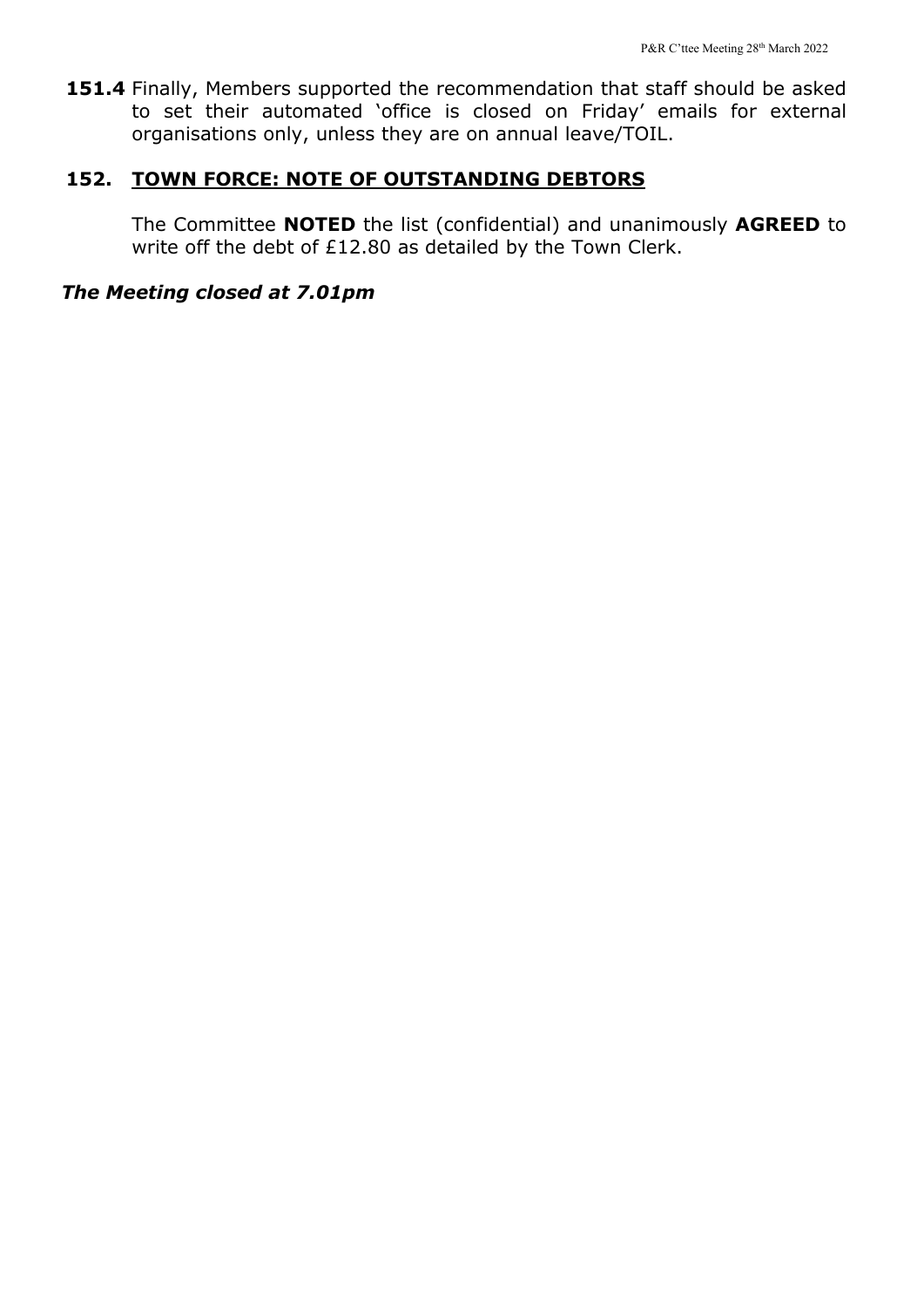**151.4** Finally, Members supported the recommendation that staff should be asked to set their automated 'office is closed on Friday' emails for external organisations only, unless they are on annual leave/TOIL.

## **152. TOWN FORCE: NOTE OF OUTSTANDING DEBTORS**

The Committee **NOTED** the list (confidential) and unanimously **AGREED** to write off the debt of £12.80 as detailed by the Town Clerk.

***The Meeting closed at 7.01pm***